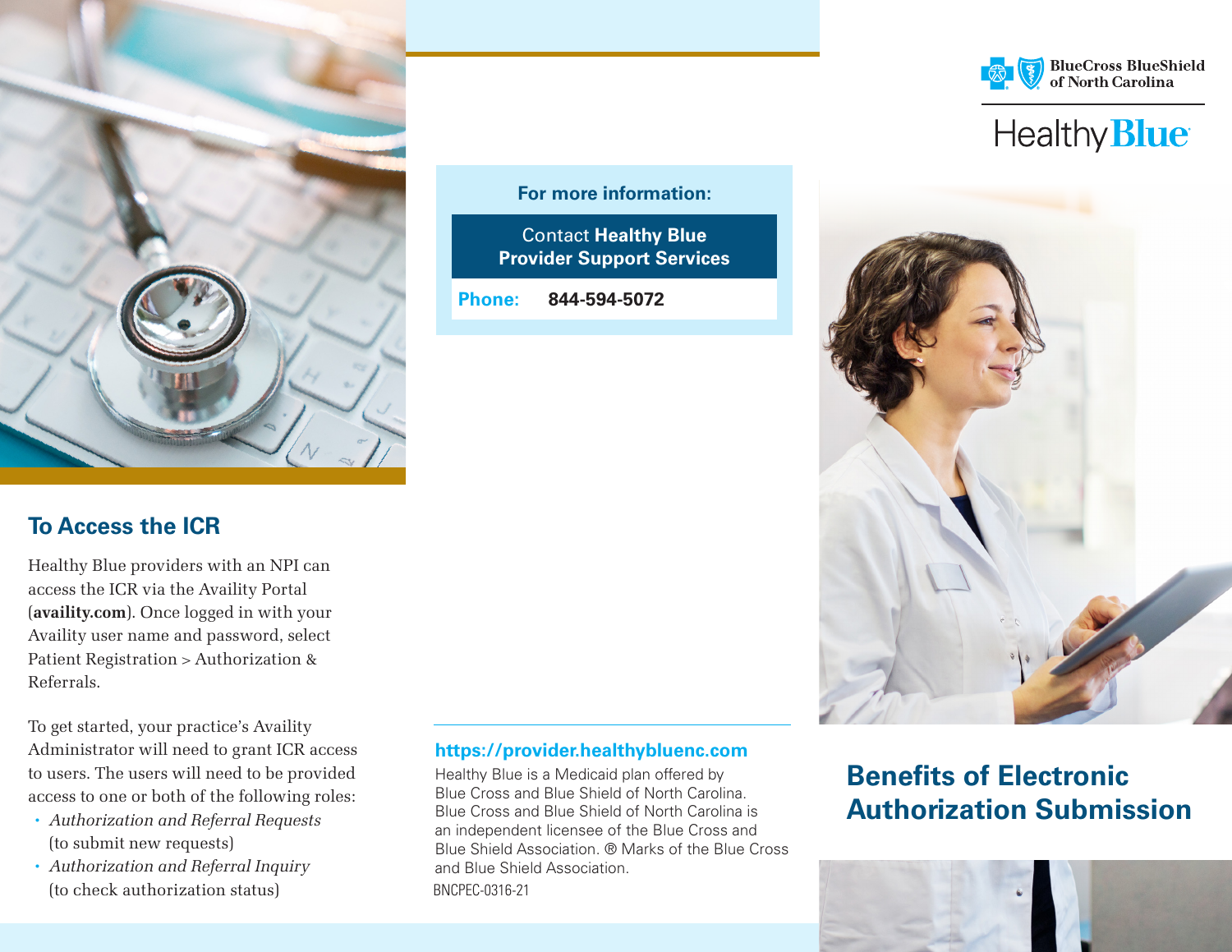## To Access the ICR

Healthy Blue providers with an NPI can access the ICR via the Availity Portal (**availity.com**). Once logged in with your Availity user name and password, select Patient Registration > Authorization & Referrals.

To get started, your practice's Availity Administrator will need to grant ICR access to users. The users will need to be provided access to one or both of the following roles:

- *Authorization and Referral Requests* (to submit new requests)
- *Authorization and Referral Inquiry* (to check authorization status)

**For more information:**

Contact **Healthy Blue Provider Support Services**

**Phone:** **844-594-5072**

**https://provider.healthybluenc.com**

Healthy Blue is a Medicaid plan offered by Blue Cross and Blue Shield of North Carolina. Blue Cross and Blue Shield of North Carolina is an independent licensee of the Blue Cross and Blue Shield Association. ® Marks of the Blue Cross and Blue Shield Association.

BNCPEC-0316-21

BlueCross BlueShield of North Carolina

Healthy Blue

# Benefits of Electronic Authorization Submission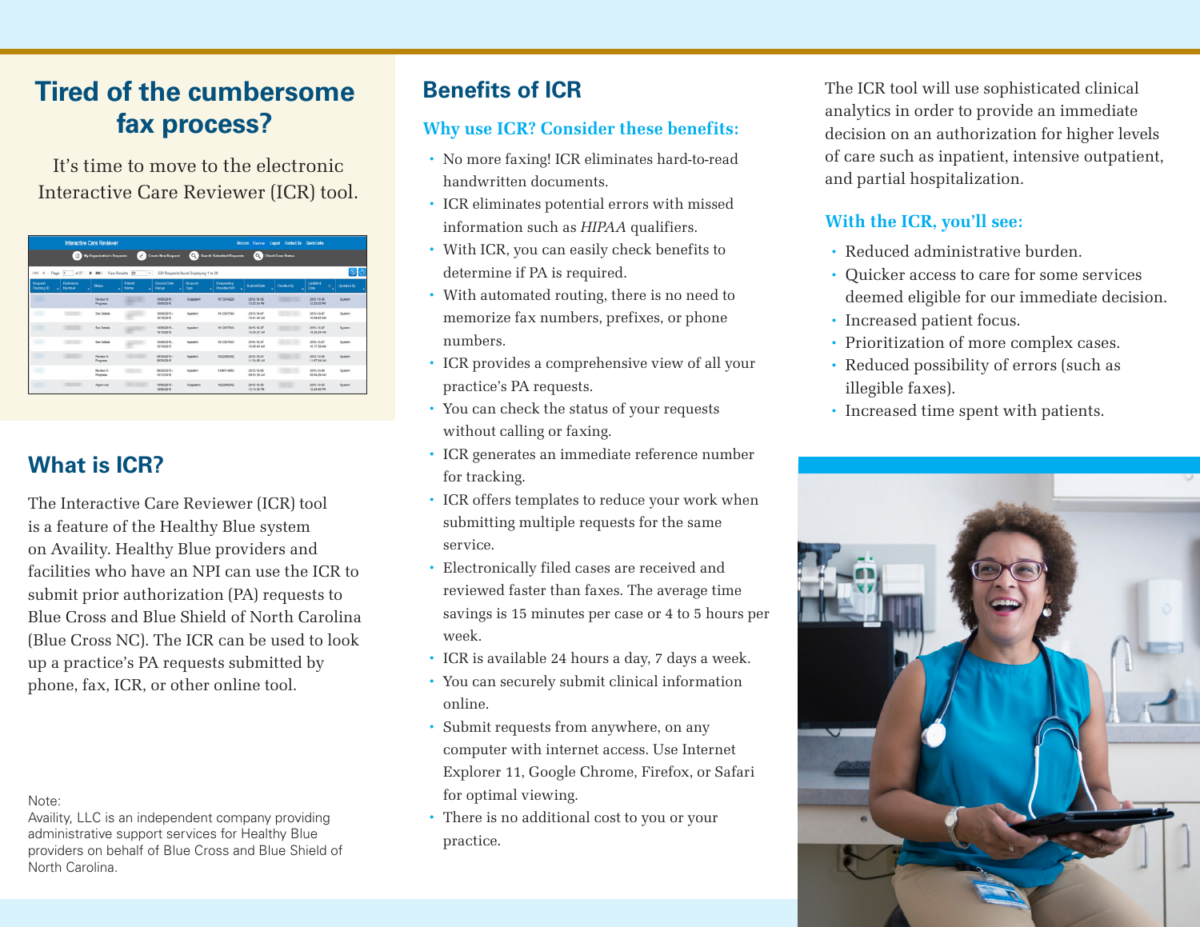# Tired of the cumbersome fax process?

It's time to move to the electronic Interactive Care Reviewer (ICR) tool.

## What is ICR?

The Interactive Care Reviewer (ICR) tool is a feature of the Healthy Blue system on Availity. Healthy Blue providers and facilities who have an NPI can use the ICR to submit prior authorization (PA) requests to Blue Cross and Blue Shield of North Carolina (Blue Cross NC). The ICR can be used to look up a practice's PA requests submitted by phone, fax, ICR, or other online tool.

Note:
Availity, LLC is an independent company providing administrative support services for Healthy Blue providers on behalf of Blue Cross and Blue Shield of North Carolina.

## Benefits of ICR

### Why use ICR? Consider these benefits:

- No more faxing! ICR eliminates hard-to-read handwritten documents.
- ICR eliminates potential errors with missed information such as *HIPAA* qualifiers.
- With ICR, you can easily check benefits to determine if PA is required.
- With automated routing, there is no need to memorize fax numbers, prefixes, or phone numbers.
- ICR provides a comprehensive view of all your practice's PA requests.
- You can check the status of your requests without calling or faxing.
- ICR generates an immediate reference number for tracking.
- ICR offers templates to reduce your work when submitting multiple requests for the same service.
- Electronically filed cases are received and reviewed faster than faxes. The average time savings is 15 minutes per case or 4 to 5 hours per week.
- ICR is available 24 hours a day, 7 days a week.
- You can securely submit clinical information online.
- Submit requests from anywhere, on any computer with internet access. Use Internet Explorer 11, Google Chrome, Firefox, or Safari for optimal viewing.
- There is no additional cost to you or your practice.

The ICR tool will use sophisticated clinical analytics in order to provide an immediate decision on an authorization for higher levels of care such as inpatient, intensive outpatient, and partial hospitalization.

### With the ICR, you'll see:

- Reduced administrative burden.
- Quicker access to care for some services deemed eligible for our immediate decision.
- Increased patient focus.
- Prioritization of more complex cases.
- Reduced possibility of errors (such as illegible faxes).
- Increased time spent with patients.